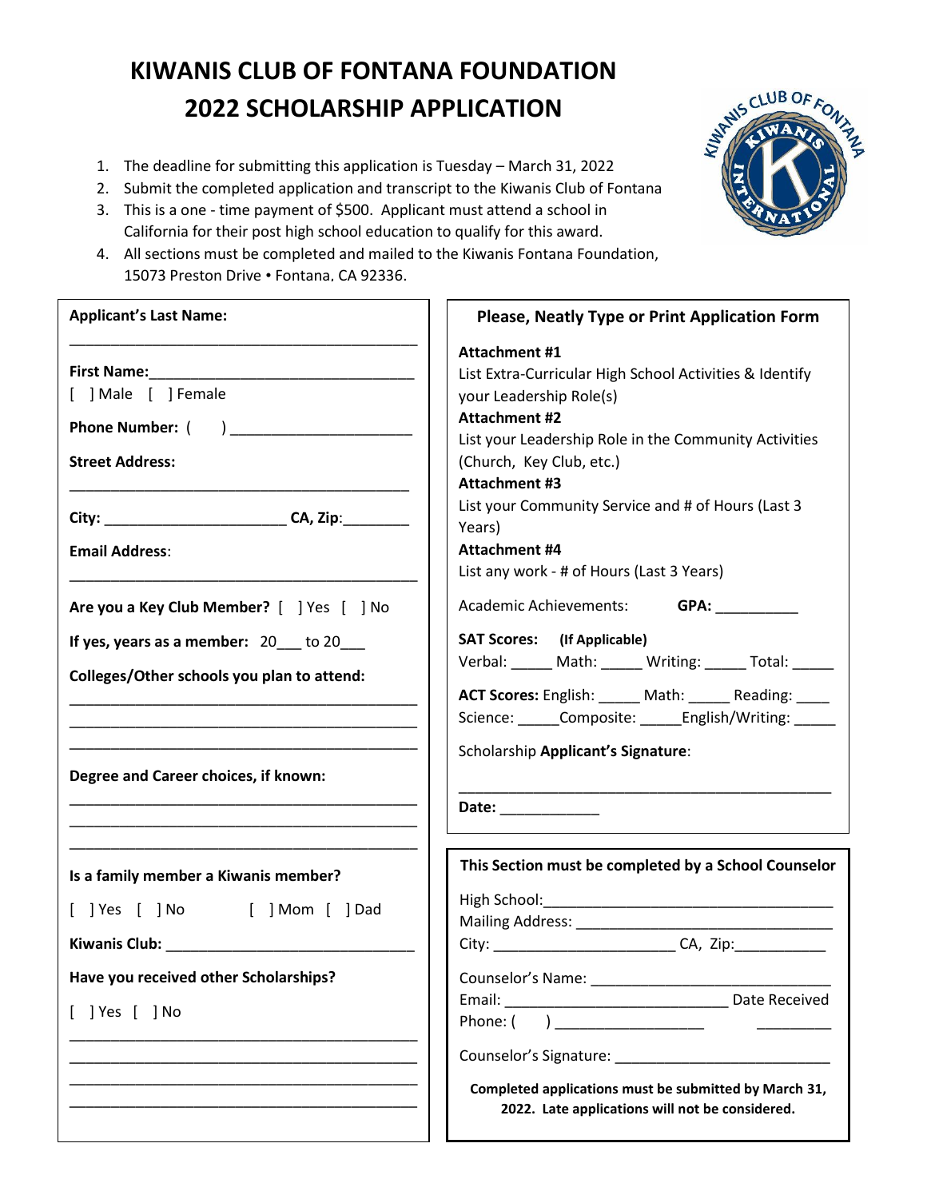# KIWANIS CLUB OF FONTANA FOUNDATION
# 2022 SCHOLARSHIP APPLICATION

1. The deadline for submitting this application is Tuesday – March 31, 2022
2. Submit the completed application and transcript to the Kiwanis Club of Fontana
3. This is a one - time payment of $500. Applicant must attend a school in California for their post high school education to qualify for this award.
4. All sections must be completed and mailed to the Kiwanis Fontana Foundation, 15073 Preston Drive • Fontana, CA 92336.

**Applicant's Last Name:**

___________________________________________

**First Name:**________________________________

[ ] Male [ ] Female

**Phone Number:** ( ) _____________________

**Street Address:**

___________________________________________

**City:** _____________________ **CA, Zip**:________

**Email Address**:

___________________________________________

**Are you a Key Club Member?** [ ] Yes [ ] No

**If yes, years as a member:** 20___ to 20___

**Colleges/Other schools you plan to attend:**

___________________________________________

___________________________________________

___________________________________________

**Degree and Career choices, if known:**

___________________________________________

___________________________________________

___________________________________________

**Is a family member a Kiwanis member?**

[ ] Yes [ ] No [ ] Mom [ ] Dad

**Kiwanis Club:** ______________________________

**Have you received other Scholarships?**

[ ] Yes [ ] No

___________________________________________

___________________________________________

___________________________________________

___________________________________________

**Please, Neatly Type or Print Application Form**

**Attachment #1**
List Extra-Curricular High School Activities & Identify your Leadership Role(s)

**Attachment #2**
List your Leadership Role in the Community Activities (Church, Key Club, etc.)

**Attachment #3**
List your Community Service and # of Hours (Last 3 Years)

**Attachment #4**
List any work - # of Hours (Last 3 Years)

Academic Achievements: **GPA:** __________

**SAT Scores:** **(If Applicable)**
Verbal: _____ Math: _____ Writing: _____ Total: _____

**ACT Scores:** English: _____ Math: _____ Reading: ____
Science: _____Composite: _____English/Writing: _____

Scholarship **Applicant's Signature**:

_____________________________________________

**Date:** ____________

**This Section must be completed by a School Counselor**

High School:__________________________________

Mailing Address: ______________________________

City: ______________________ CA, Zip:___________

Counselor's Name: ____________________________

Email: ___________________________ Date Received

Phone: ( ) __________________ _________

Counselor's Signature: _________________________

**Completed applications must be submitted by March 31, 2022. Late applications will not be considered.**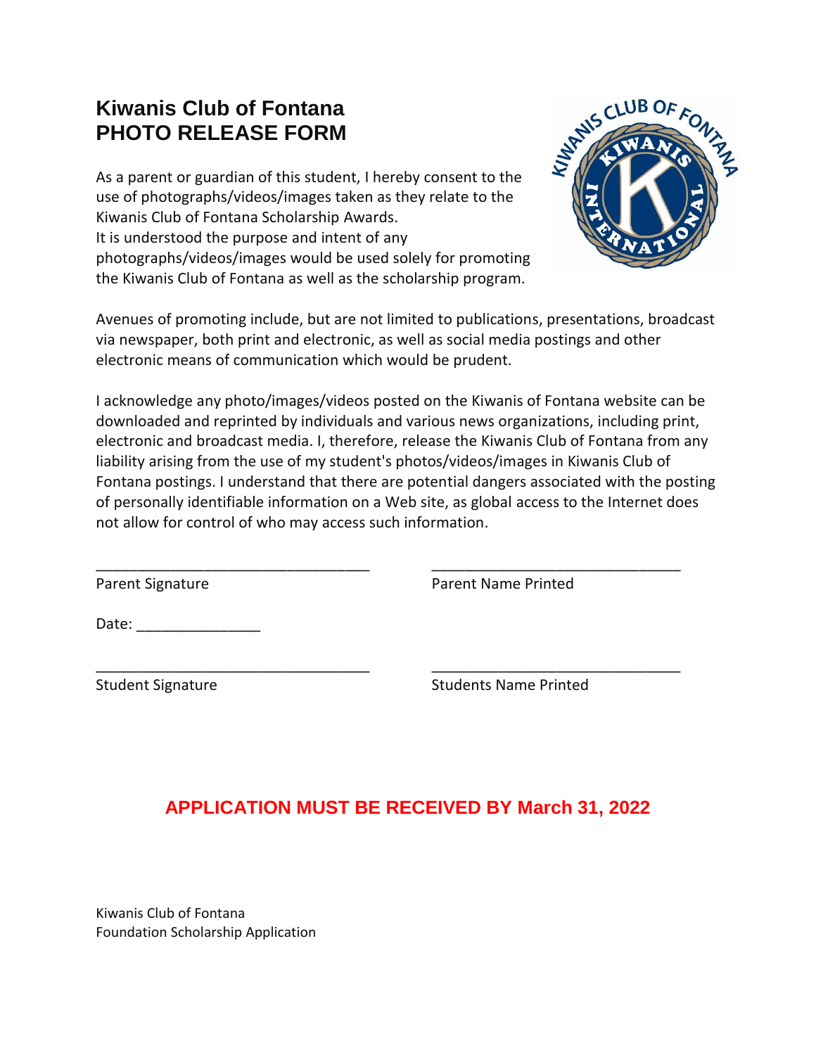# Kiwanis Club of Fontana
# PHOTO RELEASE FORM

As a parent or guardian of this student, I hereby consent to the use of photographs/videos/images taken as they relate to the Kiwanis Club of Fontana Scholarship Awards.
It is understood the purpose and intent of any photographs/videos/images would be used solely for promoting the Kiwanis Club of Fontana as well as the scholarship program.

Avenues of promoting include, but are not limited to publications, presentations, broadcast via newspaper, both print and electronic, as well as social media postings and other electronic means of communication which would be prudent.

I acknowledge any photo/images/videos posted on the Kiwanis of Fontana website can be downloaded and reprinted by individuals and various news organizations, including print, electronic and broadcast media. I, therefore, release the Kiwanis Club of Fontana from any liability arising from the use of my student's photos/videos/images in Kiwanis Club of Fontana postings. I understand that there are potential dangers associated with the posting of personally identifiable information on a Web site, as global access to the Internet does not allow for control of who may access such information.

\_\_\_\_\_\_\_\_\_\_\_\_\_\_\_\_\_\_\_\_\_\_\_\_\_\_\_\_\_\_\_\_ \_\_\_\_\_\_\_\_\_\_\_\_\_\_\_\_\_\_\_\_\_\_\_\_\_\_\_\_\_\_

Parent Signature Parent Name Printed

Date: \_\_\_\_\_\_\_\_\_\_\_\_\_\_\_

\_\_\_\_\_\_\_\_\_\_\_\_\_\_\_\_\_\_\_\_\_\_\_\_\_\_\_\_\_\_\_\_ \_\_\_\_\_\_\_\_\_\_\_\_\_\_\_\_\_\_\_\_\_\_\_\_\_\_\_\_\_\_

Student Signature Students Name Printed

**APPLICATION MUST BE RECEIVED BY March 31, 2022**

Kiwanis Club of Fontana
Foundation Scholarship Application